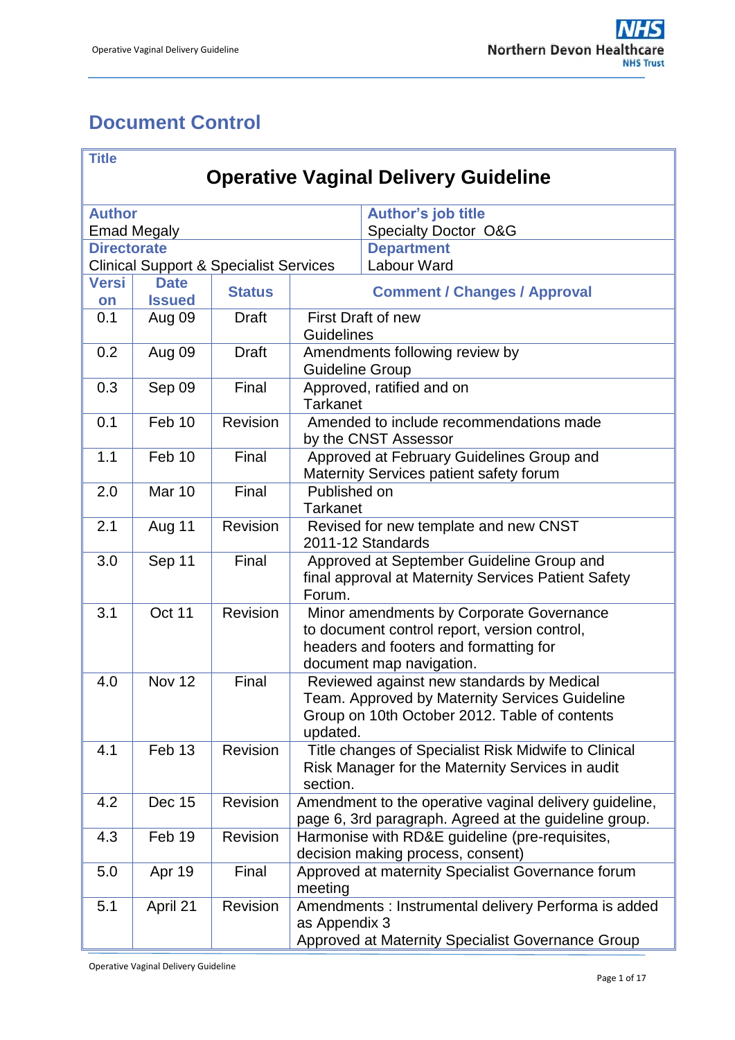# Document Control

| **Title** | | | |
|---|---|---|---|
| **Operative Vaginal Delivery Guideline** | | | |
| **Author**<br>Emad Megaly | | **Author's job title**<br>Specialty Doctor O&G | |
| **Directorate**<br>Clinical Support & Specialist Services | | **Department**<br>Labour Ward | |
| **Version** | **Date Issued** | **Status** | **Comment / Changes / Approval** |
| 0.1 | Aug 09 | Draft | First Draft of new Guidelines |
| 0.2 | Aug 09 | Draft | Amendments following review by Guideline Group |
| 0.3 | Sep 09 | Final | Approved, ratified and on Tarkanet |
| 0.1 | Feb 10 | Revision | Amended to include recommendations made by the CNST Assessor |
| 1.1 | Feb 10 | Final | Approved at February Guidelines Group and Maternity Services patient safety forum |
| 2.0 | Mar 10 | Final | Published on Tarkanet |
| 2.1 | Aug 11 | Revision | Revised for new template and new CNST 2011-12 Standards |
| 3.0 | Sep 11 | Final | Approved at September Guideline Group and final approval at Maternity Services Patient Safety Forum. |
| 3.1 | Oct 11 | Revision | Minor amendments by Corporate Governance to document control report, version control, headers and footers and formatting for document map navigation. |
| 4.0 | Nov 12 | Final | Reviewed against new standards by Medical Team. Approved by Maternity Services Guideline Group on 10th October 2012. Table of contents updated. |
| 4.1 | Feb 13 | Revision | Title changes of Specialist Risk Midwife to Clinical Risk Manager for the Maternity Services in audit section. |
| 4.2 | Dec 15 | Revision | Amendment to the operative vaginal delivery guideline, page 6, 3rd paragraph. Agreed at the guideline group. |
| 4.3 | Feb 19 | Revision | Harmonise with RD&E guideline (pre-requisites, decision making process, consent) |
| 5.0 | Apr 19 | Final | Approved at maternity Specialist Governance forum meeting |
| 5.1 | April 21 | Revision | Amendments : Instrumental delivery Performa is added as Appendix 3<br>Approved at Maternity Specialist Governance Group |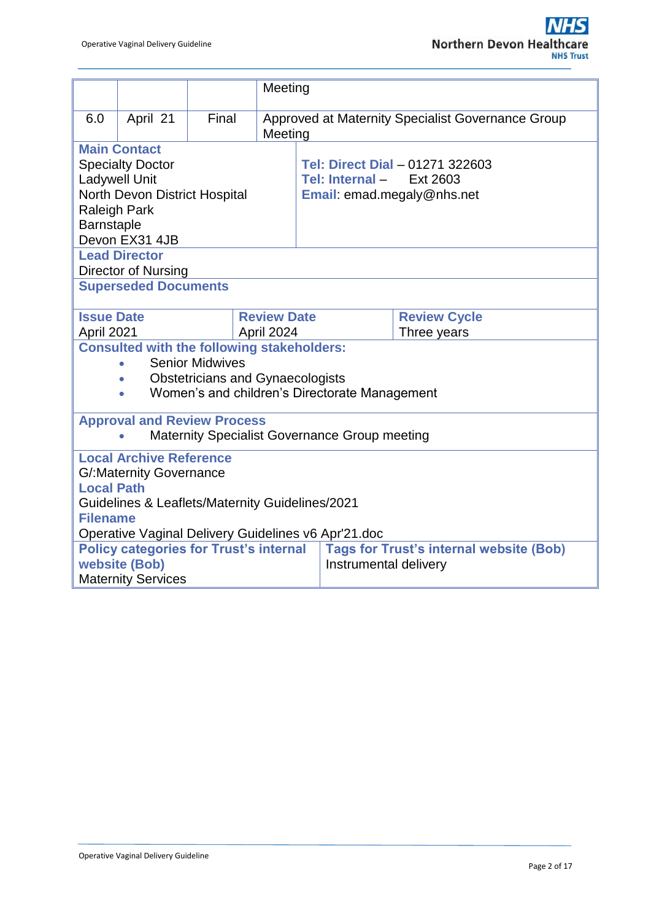| | | | Meeting |
|---|---|---|---|
| 6.0 | April 21 | Final | Approved at Maternity Specialist Governance Group Meeting |

| **Main Contact** | |
|---|---|
| Specialty Doctor<br>Ladywell Unit<br>North Devon District Hospital<br>Raleigh Park<br>Barnstaple<br>Devon EX31 4JB | **Tel: Direct Dial** – 01271 322603<br>**Tel: Internal** – Ext 2603<br>**Email**: emad.megaly@nhs.net |

**Lead Director**

Director of Nursing

**Superseded Documents**

| **Issue Date** | **Review Date** | **Review Cycle** |
|---|---|---|
| April 2021 | April 2024 | Three years |

**Consulted with the following stakeholders:**

- Senior Midwives
- Obstetricians and Gynaecologists
- Women's and children's Directorate Management

**Approval and Review Process**

- Maternity Specialist Governance Group meeting

**Local Archive Reference**

G/:Maternity Governance

**Local Path**

Guidelines & Leaflets/Maternity Guidelines/2021

**Filename**

Operative Vaginal Delivery Guidelines v6 Apr'21.doc

| **Policy categories for Trust's internal website (Bob)** | **Tags for Trust's internal website (Bob)** |
|---|---|
| Maternity Services | Instrumental delivery |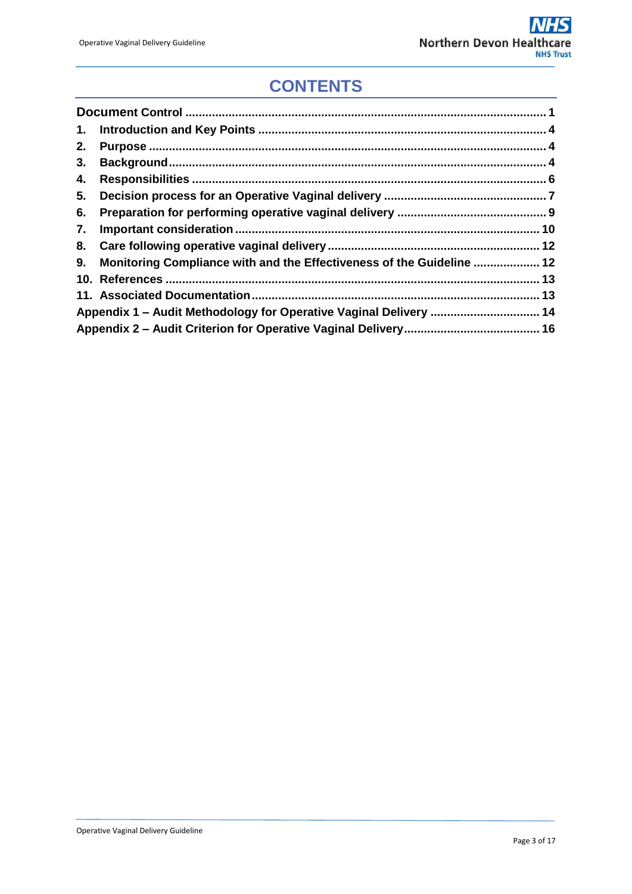# CONTENTS

**Document Control** .................................................................................................. 1

1. **Introduction and Key Points** ........................................................................ 4
2. **Purpose** ......................................................................................................... 4
3. **Background** ................................................................................................... 4
4. **Responsibilities** ............................................................................................ 6
5. **Decision process for an Operative Vaginal delivery** .................................. 7
6. **Preparation for performing operative vaginal delivery** ............................. 9
7. **Important consideration** ............................................................................. 10
8. **Care following operative vaginal delivery** ................................................ 12
9. **Monitoring Compliance with and the Effectiveness of the Guideline** ..................... 12
10. **References** ................................................................................................. 13
11. **Associated Documentation** ....................................................................... 13

**Appendix 1 – Audit Methodology for Operative Vaginal Delivery** ................................. 14

**Appendix 2 – Audit Criterion for Operative Vaginal Delivery** ........................................ 16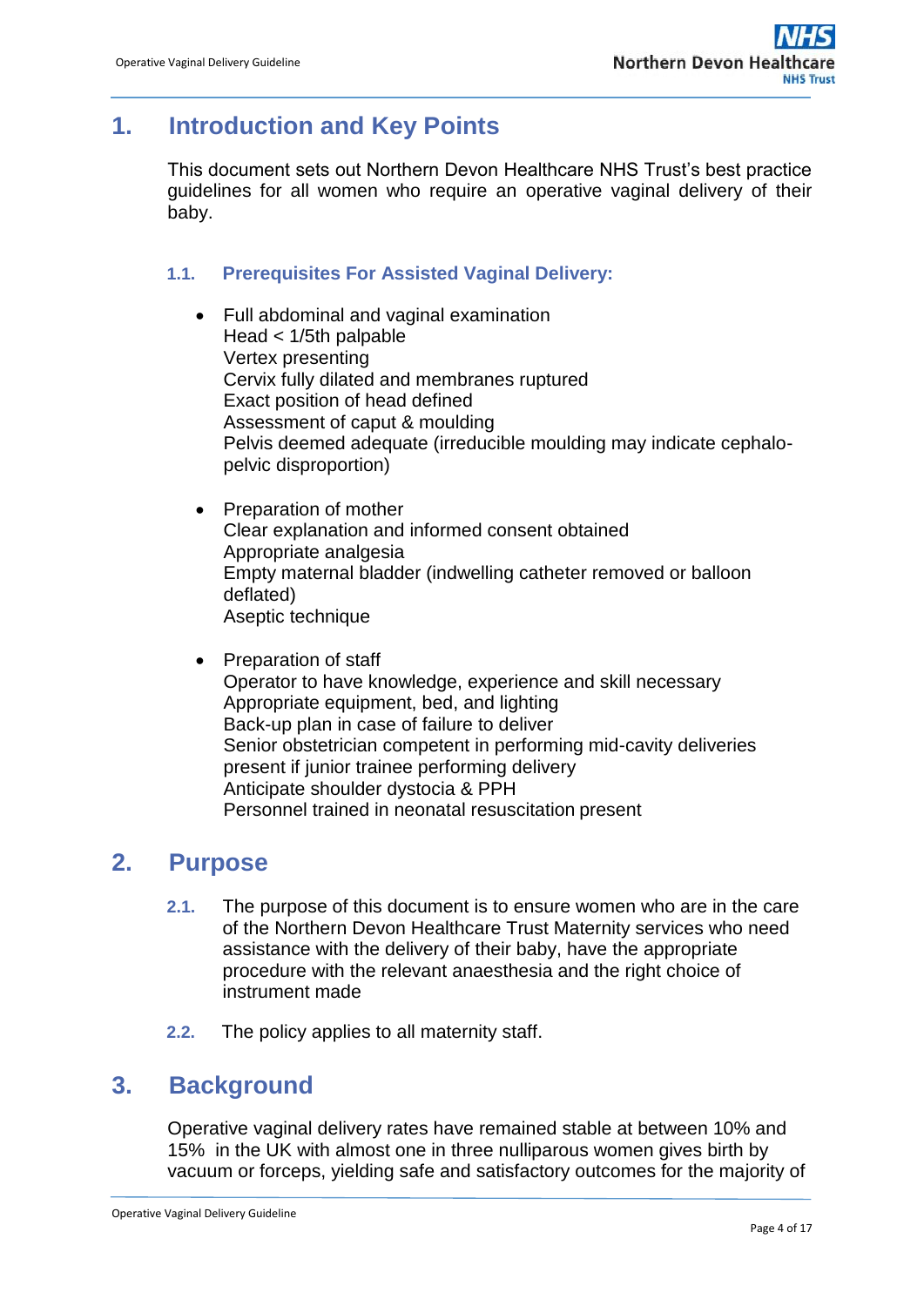# 1. Introduction and Key Points

This document sets out Northern Devon Healthcare NHS Trust's best practice guidelines for all women who require an operative vaginal delivery of their baby.

### 1.1. Prerequisites For Assisted Vaginal Delivery:

- Full abdominal and vaginal examination
  Head < 1/5th palpable
  Vertex presenting
  Cervix fully dilated and membranes ruptured
  Exact position of head defined
  Assessment of caput & moulding
  Pelvis deemed adequate (irreducible moulding may indicate cephalo-pelvic disproportion)

- Preparation of mother
  Clear explanation and informed consent obtained
  Appropriate analgesia
  Empty maternal bladder (indwelling catheter removed or balloon deflated)
  Aseptic technique

- Preparation of staff
  Operator to have knowledge, experience and skill necessary
  Appropriate equipment, bed, and lighting
  Back-up plan in case of failure to deliver
  Senior obstetrician competent in performing mid-cavity deliveries present if junior trainee performing delivery
  Anticipate shoulder dystocia & PPH
  Personnel trained in neonatal resuscitation present

# 2. Purpose

**2.1.** The purpose of this document is to ensure women who are in the care of the Northern Devon Healthcare Trust Maternity services who need assistance with the delivery of their baby, have the appropriate procedure with the relevant anaesthesia and the right choice of instrument made

**2.2.** The policy applies to all maternity staff.

# 3. Background

Operative vaginal delivery rates have remained stable at between 10% and 15% in the UK with almost one in three nulliparous women gives birth by vacuum or forceps, yielding safe and satisfactory outcomes for the majority of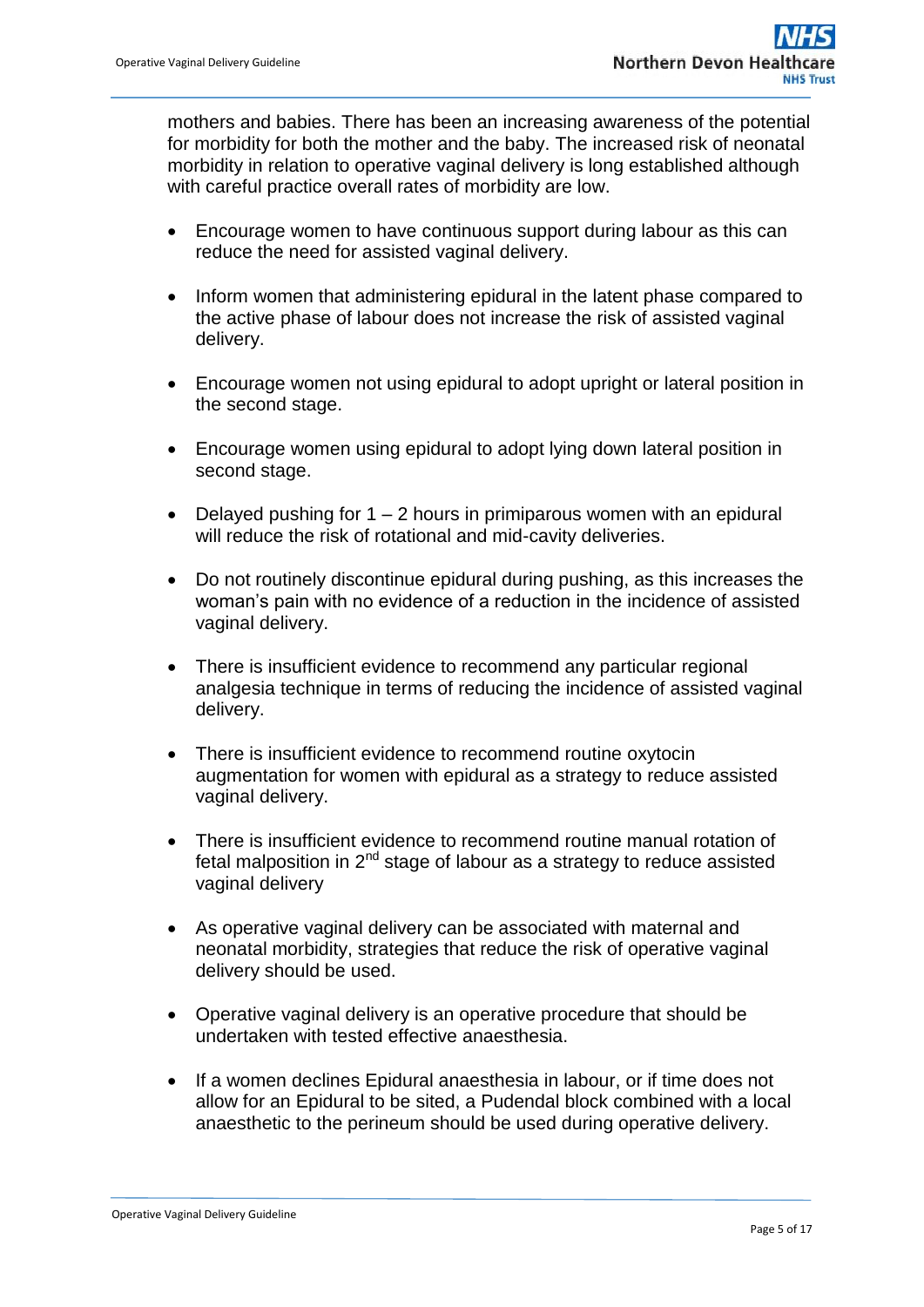mothers and babies. There has been an increasing awareness of the potential for morbidity for both the mother and the baby. The increased risk of neonatal morbidity in relation to operative vaginal delivery is long established although with careful practice overall rates of morbidity are low.

- Encourage women to have continuous support during labour as this can reduce the need for assisted vaginal delivery.

- Inform women that administering epidural in the latent phase compared to the active phase of labour does not increase the risk of assisted vaginal delivery.

- Encourage women not using epidural to adopt upright or lateral position in the second stage.

- Encourage women using epidural to adopt lying down lateral position in second stage.

- Delayed pushing for 1 – 2 hours in primiparous women with an epidural will reduce the risk of rotational and mid-cavity deliveries.

- Do not routinely discontinue epidural during pushing, as this increases the woman's pain with no evidence of a reduction in the incidence of assisted vaginal delivery.

- There is insufficient evidence to recommend any particular regional analgesia technique in terms of reducing the incidence of assisted vaginal delivery.

- There is insufficient evidence to recommend routine oxytocin augmentation for women with epidural as a strategy to reduce assisted vaginal delivery.

- There is insufficient evidence to recommend routine manual rotation of fetal malposition in 2nd stage of labour as a strategy to reduce assisted vaginal delivery

- As operative vaginal delivery can be associated with maternal and neonatal morbidity, strategies that reduce the risk of operative vaginal delivery should be used.

- Operative vaginal delivery is an operative procedure that should be undertaken with tested effective anaesthesia.

- If a women declines Epidural anaesthesia in labour, or if time does not allow for an Epidural to be sited, a Pudendal block combined with a local anaesthetic to the perineum should be used during operative delivery.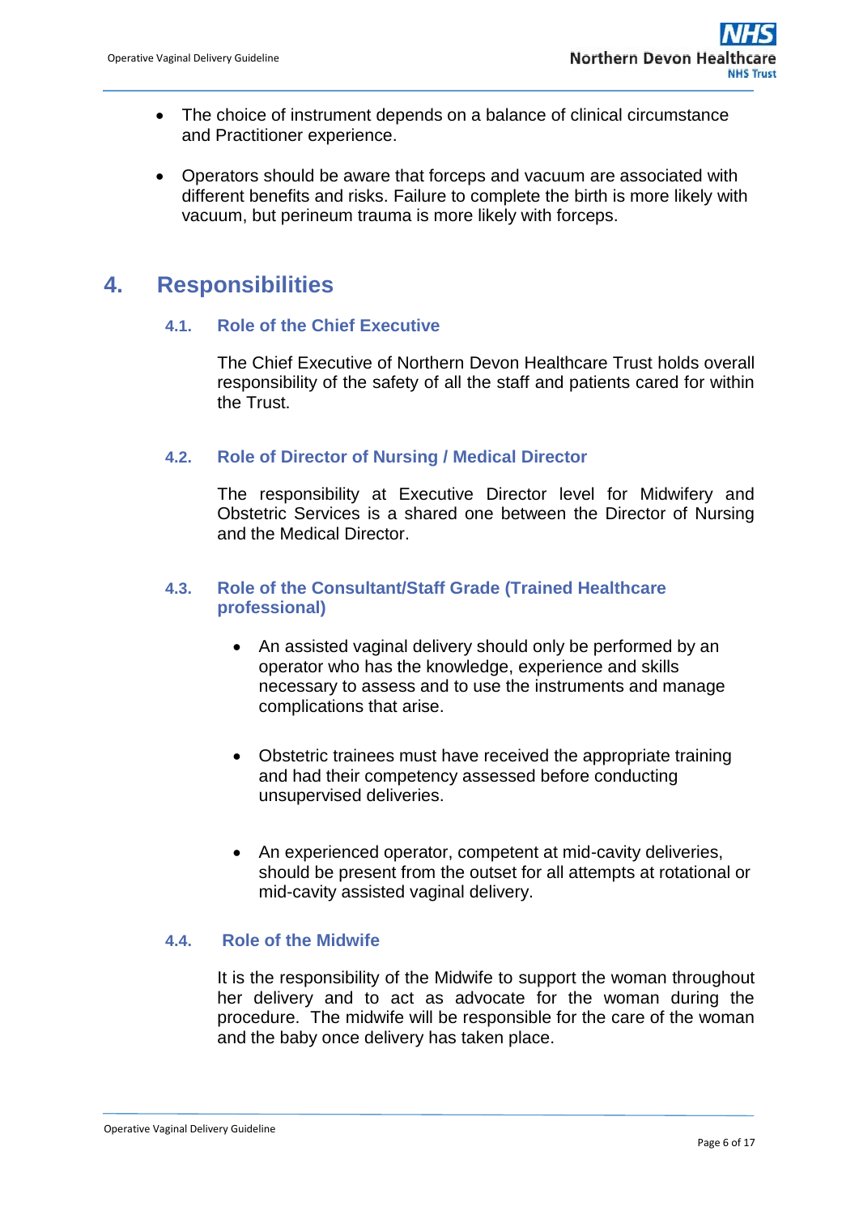- The choice of instrument depends on a balance of clinical circumstance and Practitioner experience.

- Operators should be aware that forceps and vacuum are associated with different benefits and risks. Failure to complete the birth is more likely with vacuum, but perineum trauma is more likely with forceps.

# 4. Responsibilities

## 4.1. Role of the Chief Executive

The Chief Executive of Northern Devon Healthcare Trust holds overall responsibility of the safety of all the staff and patients cared for within the Trust.

## 4.2. Role of Director of Nursing / Medical Director

The responsibility at Executive Director level for Midwifery and Obstetric Services is a shared one between the Director of Nursing and the Medical Director.

## 4.3. Role of the Consultant/Staff Grade (Trained Healthcare professional)

- An assisted vaginal delivery should only be performed by an operator who has the knowledge, experience and skills necessary to assess and to use the instruments and manage complications that arise.

- Obstetric trainees must have received the appropriate training and had their competency assessed before conducting unsupervised deliveries.

- An experienced operator, competent at mid-cavity deliveries, should be present from the outset for all attempts at rotational or mid-cavity assisted vaginal delivery.

## 4.4. Role of the Midwife

It is the responsibility of the Midwife to support the woman throughout her delivery and to act as advocate for the woman during the procedure. The midwife will be responsible for the care of the woman and the baby once delivery has taken place.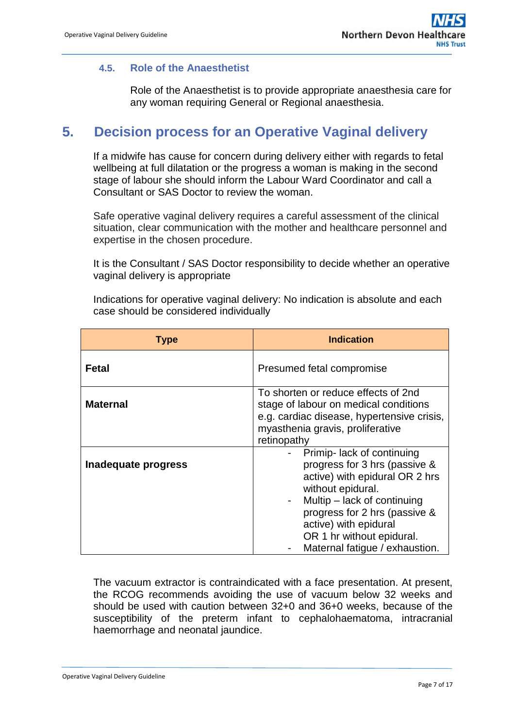### 4.5. Role of the Anaesthetist

Role of the Anaesthetist is to provide appropriate anaesthesia care for any woman requiring General or Regional anaesthesia.

## 5. Decision process for an Operative Vaginal delivery

If a midwife has cause for concern during delivery either with regards to fetal wellbeing at full dilatation or the progress a woman is making in the second stage of labour she should inform the Labour Ward Coordinator and call a Consultant or SAS Doctor to review the woman.

Safe operative vaginal delivery requires a careful assessment of the clinical situation, clear communication with the mother and healthcare personnel and expertise in the chosen procedure.

It is the Consultant / SAS Doctor responsibility to decide whether an operative vaginal delivery is appropriate

Indications for operative vaginal delivery: No indication is absolute and each case should be considered individually

| Type | Indication |
|---|---|
| **Fetal** | Presumed fetal compromise |
| **Maternal** | To shorten or reduce effects of 2nd stage of labour on medical conditions e.g. cardiac disease, hypertensive crisis, myasthenia gravis, proliferative retinopathy |
| **Inadequate progress** | - Primip- lack of continuing progress for 3 hrs (passive & active) with epidural OR 2 hrs without epidural.<br>- Multip – lack of continuing progress for 2 hrs (passive & active) with epidural OR 1 hr without epidural.<br>- Maternal fatigue / exhaustion. |

The vacuum extractor is contraindicated with a face presentation. At present, the RCOG recommends avoiding the use of vacuum below 32 weeks and should be used with caution between 32+0 and 36+0 weeks, because of the susceptibility of the preterm infant to cephalohaematoma, intracranial haemorrhage and neonatal jaundice.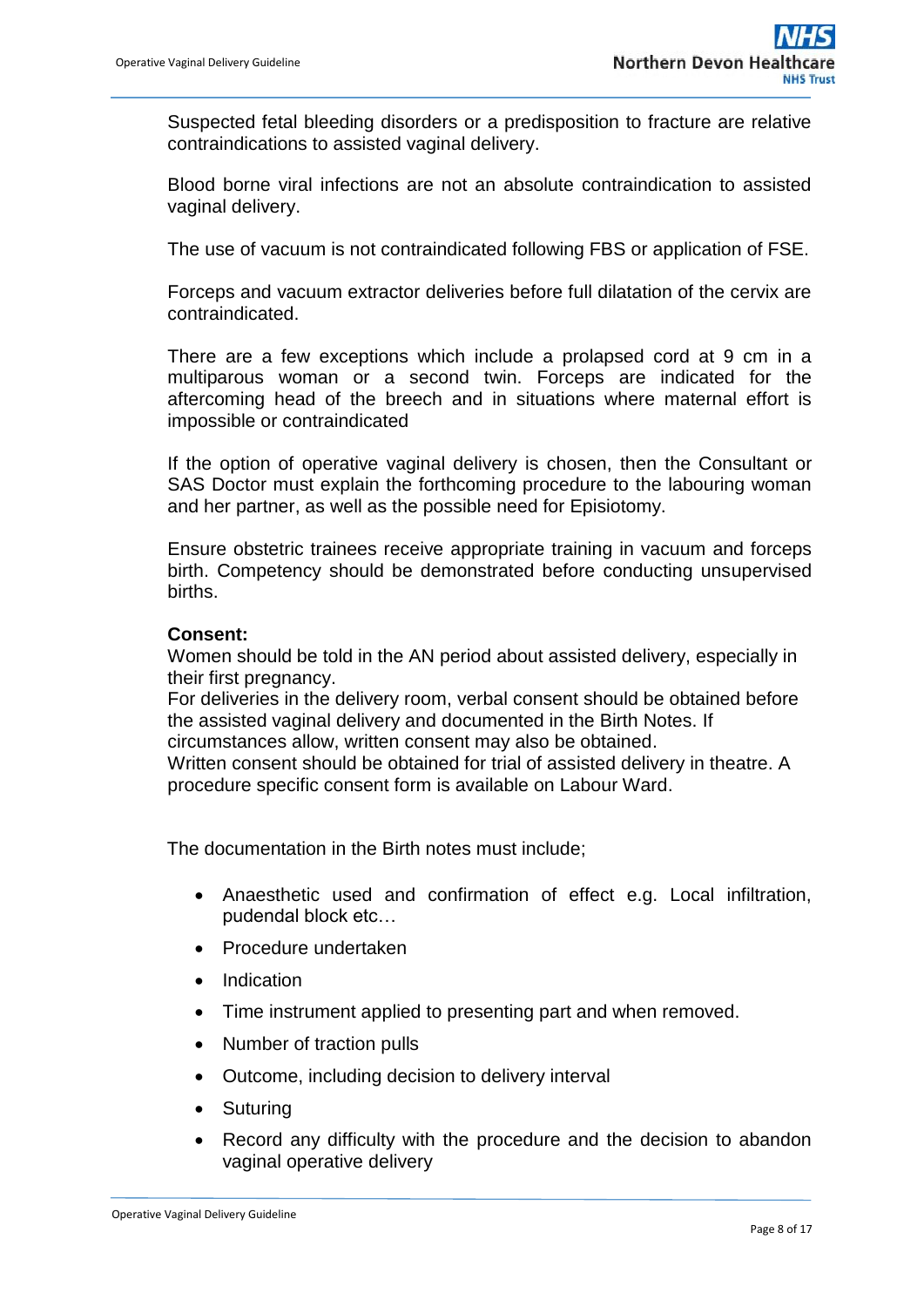Suspected fetal bleeding disorders or a predisposition to fracture are relative contraindications to assisted vaginal delivery.

Blood borne viral infections are not an absolute contraindication to assisted vaginal delivery.

The use of vacuum is not contraindicated following FBS or application of FSE.

Forceps and vacuum extractor deliveries before full dilatation of the cervix are contraindicated.

There are a few exceptions which include a prolapsed cord at 9 cm in a multiparous woman or a second twin. Forceps are indicated for the aftercoming head of the breech and in situations where maternal effort is impossible or contraindicated

If the option of operative vaginal delivery is chosen, then the Consultant or SAS Doctor must explain the forthcoming procedure to the labouring woman and her partner, as well as the possible need for Episiotomy.

Ensure obstetric trainees receive appropriate training in vacuum and forceps birth. Competency should be demonstrated before conducting unsupervised births.

**Consent:**
Women should be told in the AN period about assisted delivery, especially in their first pregnancy.
For deliveries in the delivery room, verbal consent should be obtained before the assisted vaginal delivery and documented in the Birth Notes. If circumstances allow, written consent may also be obtained.
Written consent should be obtained for trial of assisted delivery in theatre. A procedure specific consent form is available on Labour Ward.

The documentation in the Birth notes must include;

- Anaesthetic used and confirmation of effect e.g. Local infiltration, pudendal block etc…
- Procedure undertaken
- Indication
- Time instrument applied to presenting part and when removed.
- Number of traction pulls
- Outcome, including decision to delivery interval
- Suturing
- Record any difficulty with the procedure and the decision to abandon vaginal operative delivery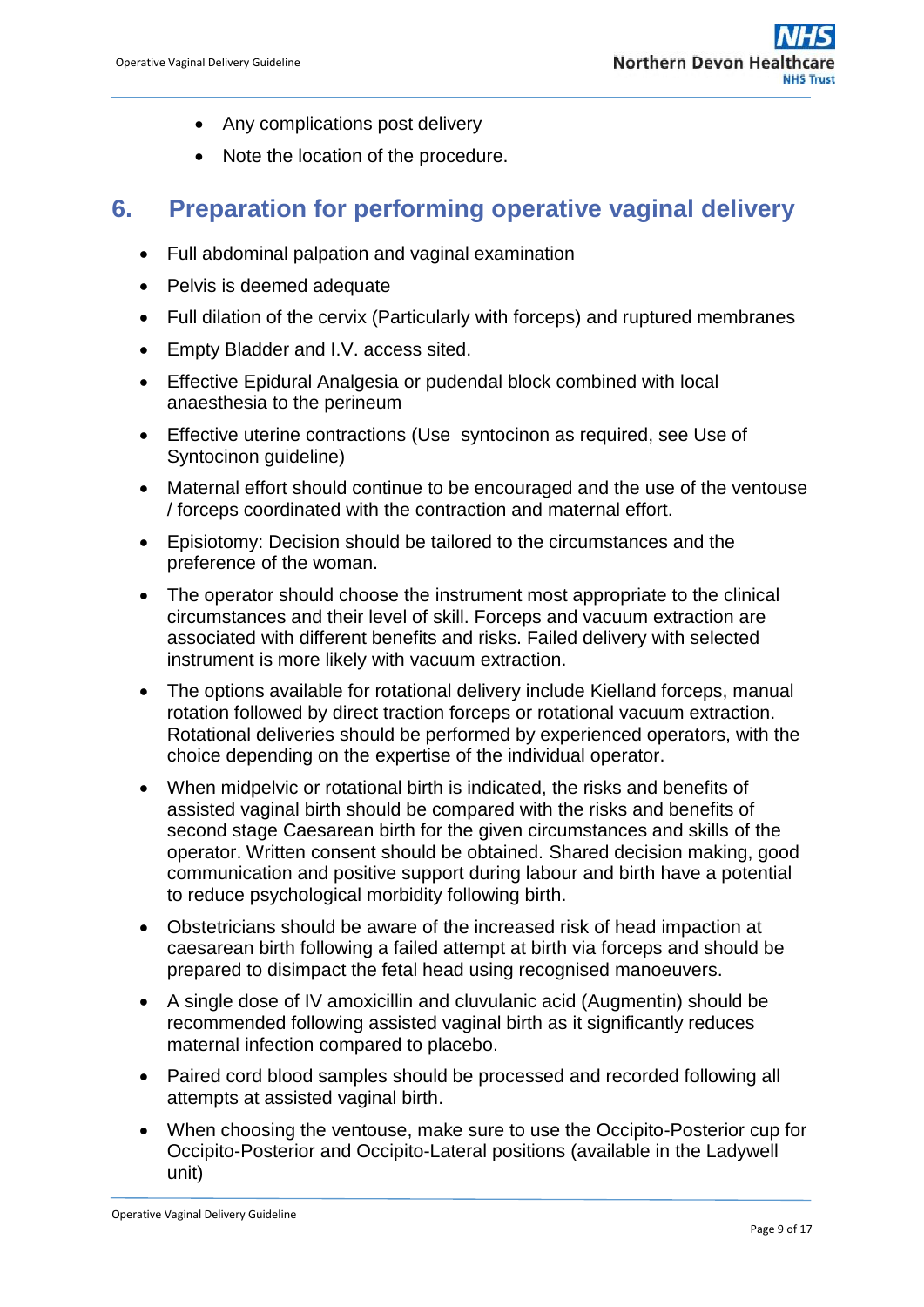- Any complications post delivery
- Note the location of the procedure.

## 6. Preparation for performing operative vaginal delivery

- Full abdominal palpation and vaginal examination
- Pelvis is deemed adequate
- Full dilation of the cervix (Particularly with forceps) and ruptured membranes
- Empty Bladder and I.V. access sited.
- Effective Epidural Analgesia or pudendal block combined with local anaesthesia to the perineum
- Effective uterine contractions (Use syntocinon as required, see Use of Syntocinon guideline)
- Maternal effort should continue to be encouraged and the use of the ventouse / forceps coordinated with the contraction and maternal effort.
- Episiotomy: Decision should be tailored to the circumstances and the preference of the woman.
- The operator should choose the instrument most appropriate to the clinical circumstances and their level of skill. Forceps and vacuum extraction are associated with different benefits and risks. Failed delivery with selected instrument is more likely with vacuum extraction.
- The options available for rotational delivery include Kielland forceps, manual rotation followed by direct traction forceps or rotational vacuum extraction. Rotational deliveries should be performed by experienced operators, with the choice depending on the expertise of the individual operator.
- When midpelvic or rotational birth is indicated, the risks and benefits of assisted vaginal birth should be compared with the risks and benefits of second stage Caesarean birth for the given circumstances and skills of the operator. Written consent should be obtained. Shared decision making, good communication and positive support during labour and birth have a potential to reduce psychological morbidity following birth.
- Obstetricians should be aware of the increased risk of head impaction at caesarean birth following a failed attempt at birth via forceps and should be prepared to disimpact the fetal head using recognised manoeuvers.
- A single dose of IV amoxicillin and cluvulanic acid (Augmentin) should be recommended following assisted vaginal birth as it significantly reduces maternal infection compared to placebo.
- Paired cord blood samples should be processed and recorded following all attempts at assisted vaginal birth.
- When choosing the ventouse, make sure to use the Occipito-Posterior cup for Occipito-Posterior and Occipito-Lateral positions (available in the Ladywell unit)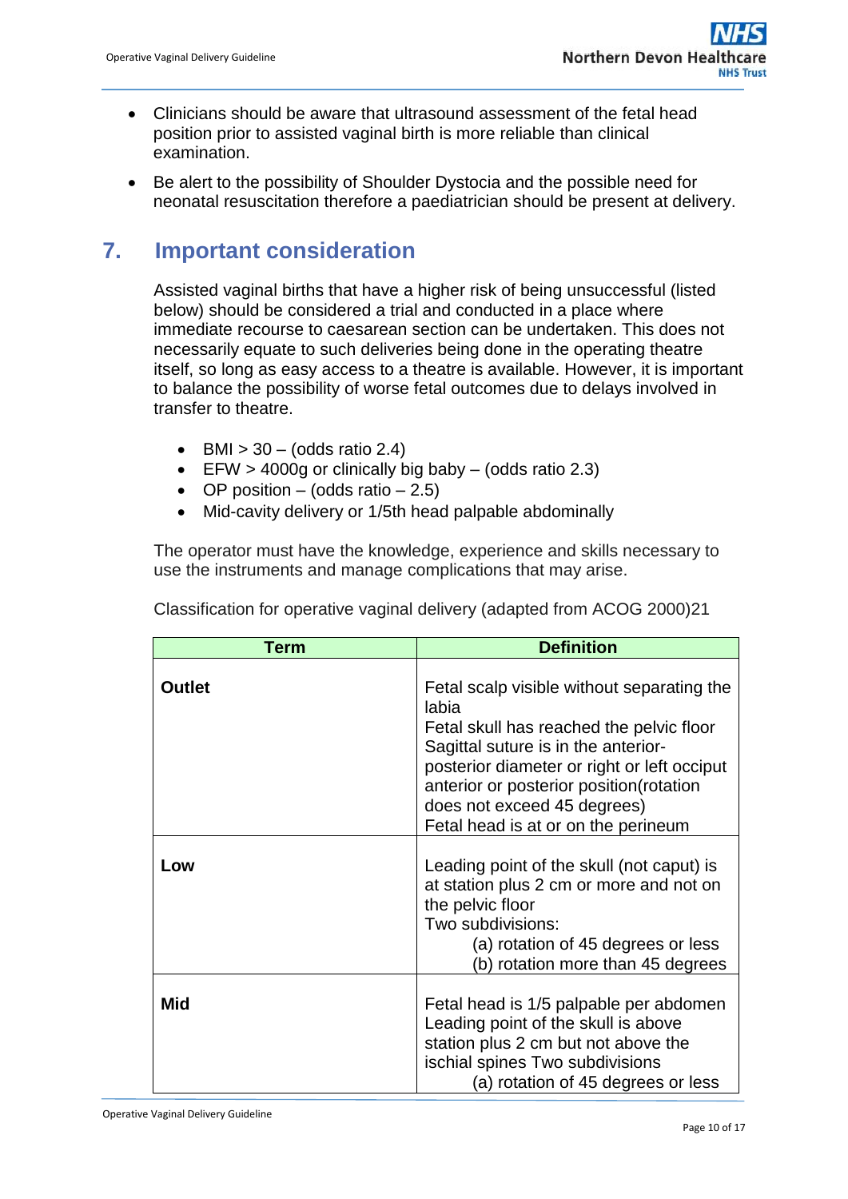- Clinicians should be aware that ultrasound assessment of the fetal head position prior to assisted vaginal birth is more reliable than clinical examination.
- Be alert to the possibility of Shoulder Dystocia and the possible need for neonatal resuscitation therefore a paediatrician should be present at delivery.

## 7. Important consideration

Assisted vaginal births that have a higher risk of being unsuccessful (listed below) should be considered a trial and conducted in a place where immediate recourse to caesarean section can be undertaken. This does not necessarily equate to such deliveries being done in the operating theatre itself, so long as easy access to a theatre is available. However, it is important to balance the possibility of worse fetal outcomes due to delays involved in transfer to theatre.

- BMI > 30 – (odds ratio 2.4)
- EFW > 4000g or clinically big baby – (odds ratio 2.3)
- OP position – (odds ratio – 2.5)
- Mid-cavity delivery or 1/5th head palpable abdominally

The operator must have the knowledge, experience and skills necessary to use the instruments and manage complications that may arise.

Classification for operative vaginal delivery (adapted from ACOG 2000)21

| Term | Definition |
|---|---|
| **Outlet** | Fetal scalp visible without separating the labia<br>Fetal skull has reached the pelvic floor<br>Sagittal suture is in the anterior-posterior diameter or right or left occiput anterior or posterior position(rotation does not exceed 45 degrees)<br>Fetal head is at or on the perineum |
| **Low** | Leading point of the skull (not caput) is at station plus 2 cm or more and not on the pelvic floor<br>Two subdivisions:<br>(a) rotation of 45 degrees or less<br>(b) rotation more than 45 degrees |
| **Mid** | Fetal head is 1/5 palpable per abdomen<br>Leading point of the skull is above station plus 2 cm but not above the ischial spines Two subdivisions<br>(a) rotation of 45 degrees or less |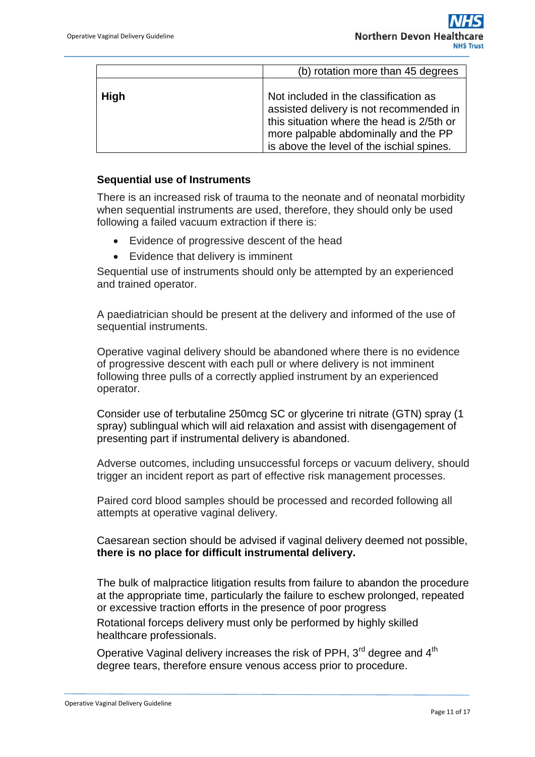| | (b) rotation more than 45 degrees |
|---|---|
| **High** | Not included in the classification as assisted delivery is not recommended in this situation where the head is 2/5th or more palpable abdominally and the PP is above the level of the ischial spines. |

### Sequential use of Instruments

There is an increased risk of trauma to the neonate and of neonatal morbidity when sequential instruments are used, therefore, they should only be used following a failed vacuum extraction if there is:

- Evidence of progressive descent of the head
- Evidence that delivery is imminent

Sequential use of instruments should only be attempted by an experienced and trained operator.

A paediatrician should be present at the delivery and informed of the use of sequential instruments.

Operative vaginal delivery should be abandoned where there is no evidence of progressive descent with each pull or where delivery is not imminent following three pulls of a correctly applied instrument by an experienced operator.

Consider use of terbutaline 250mcg SC or glycerine tri nitrate (GTN) spray (1 spray) sublingual which will aid relaxation and assist with disengagement of presenting part if instrumental delivery is abandoned.

Adverse outcomes, including unsuccessful forceps or vacuum delivery, should trigger an incident report as part of effective risk management processes.

Paired cord blood samples should be processed and recorded following all attempts at operative vaginal delivery.

Caesarean section should be advised if vaginal delivery deemed not possible, **there is no place for difficult instrumental delivery.**

The bulk of malpractice litigation results from failure to abandon the procedure at the appropriate time, particularly the failure to eschew prolonged, repeated or excessive traction efforts in the presence of poor progress

Rotational forceps delivery must only be performed by highly skilled healthcare professionals.

Operative Vaginal delivery increases the risk of PPH, 3rd degree and 4th degree tears, therefore ensure venous access prior to procedure.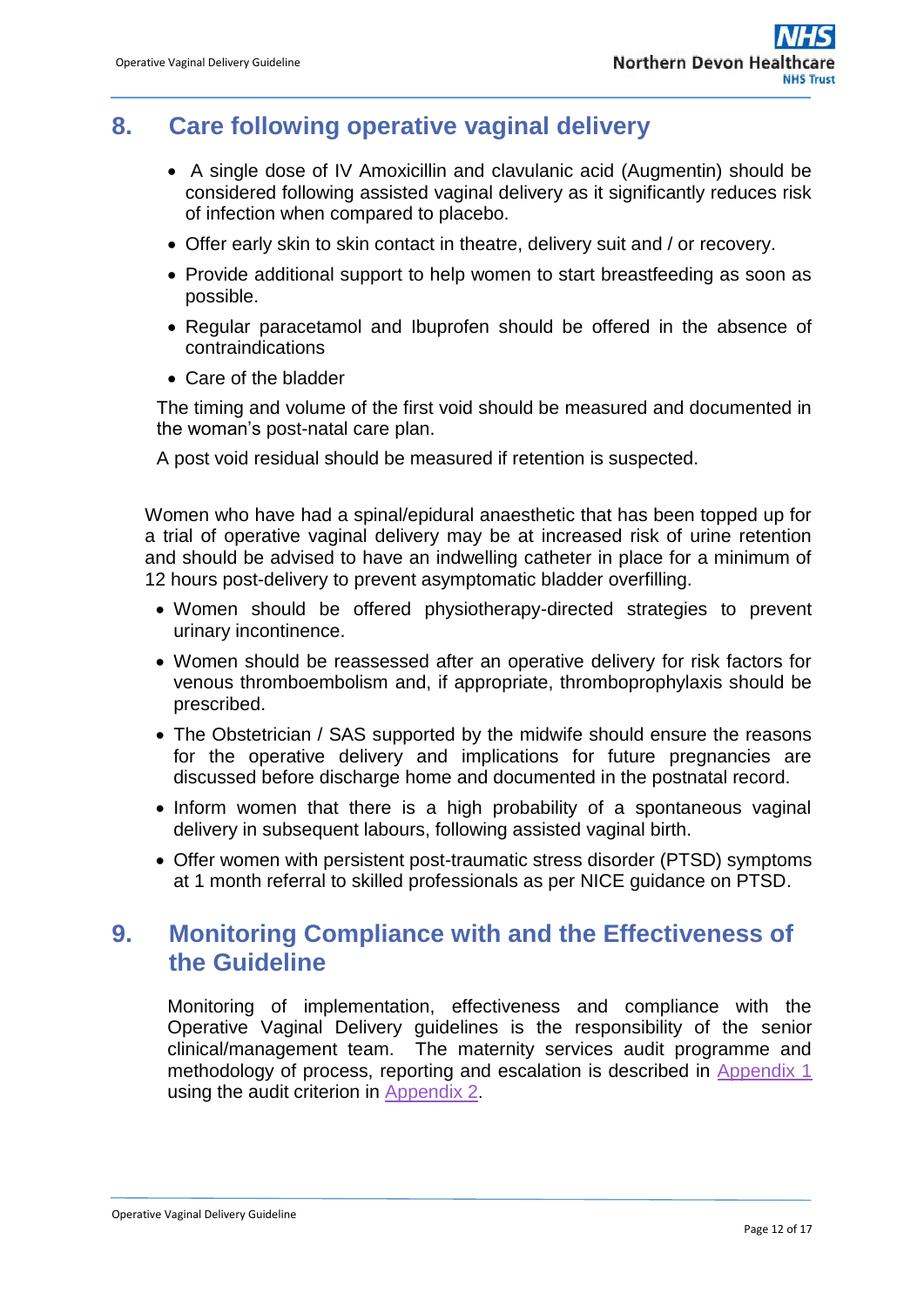## 8. Care following operative vaginal delivery

- A single dose of IV Amoxicillin and clavulanic acid (Augmentin) should be considered following assisted vaginal delivery as it significantly reduces risk of infection when compared to placebo.
- Offer early skin to skin contact in theatre, delivery suit and / or recovery.
- Provide additional support to help women to start breastfeeding as soon as possible.
- Regular paracetamol and Ibuprofen should be offered in the absence of contraindications
- Care of the bladder

The timing and volume of the first void should be measured and documented in the woman's post-natal care plan.

A post void residual should be measured if retention is suspected.

Women who have had a spinal/epidural anaesthetic that has been topped up for a trial of operative vaginal delivery may be at increased risk of urine retention and should be advised to have an indwelling catheter in place for a minimum of 12 hours post-delivery to prevent asymptomatic bladder overfilling.

- Women should be offered physiotherapy-directed strategies to prevent urinary incontinence.
- Women should be reassessed after an operative delivery for risk factors for venous thromboembolism and, if appropriate, thromboprophylaxis should be prescribed.
- The Obstetrician / SAS supported by the midwife should ensure the reasons for the operative delivery and implications for future pregnancies are discussed before discharge home and documented in the postnatal record.
- Inform women that there is a high probability of a spontaneous vaginal delivery in subsequent labours, following assisted vaginal birth.
- Offer women with persistent post-traumatic stress disorder (PTSD) symptoms at 1 month referral to skilled professionals as per NICE guidance on PTSD.

## 9. Monitoring Compliance with and the Effectiveness of the Guideline

Monitoring of implementation, effectiveness and compliance with the Operative Vaginal Delivery guidelines is the responsibility of the senior clinical/management team. The maternity services audit programme and methodology of process, reporting and escalation is described in Appendix 1 using the audit criterion in Appendix 2.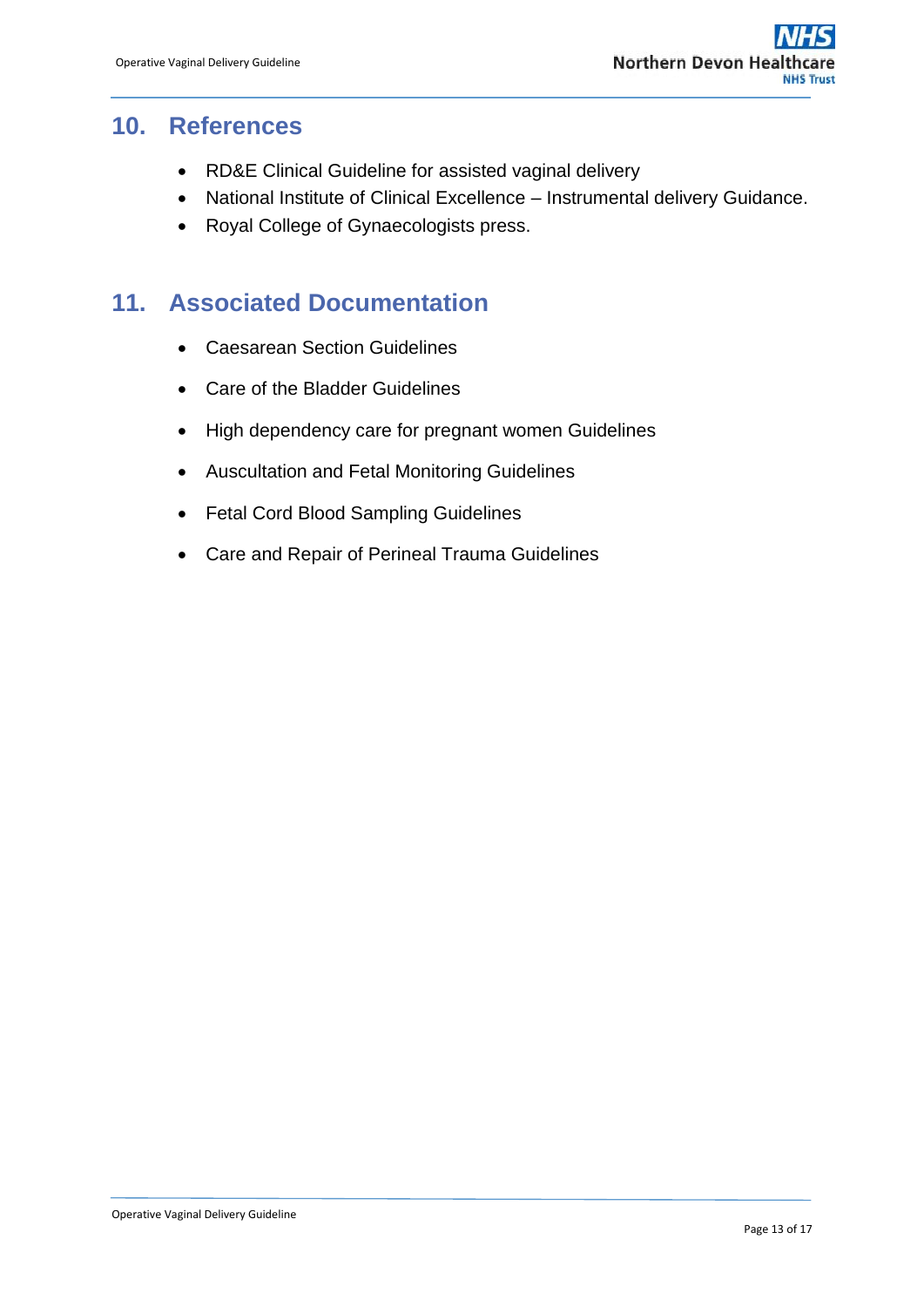## 10. References

- RD&E Clinical Guideline for assisted vaginal delivery
- National Institute of Clinical Excellence – Instrumental delivery Guidance.
- Royal College of Gynaecologists press.

## 11. Associated Documentation

- Caesarean Section Guidelines
- Care of the Bladder Guidelines
- High dependency care for pregnant women Guidelines
- Auscultation and Fetal Monitoring Guidelines
- Fetal Cord Blood Sampling Guidelines
- Care and Repair of Perineal Trauma Guidelines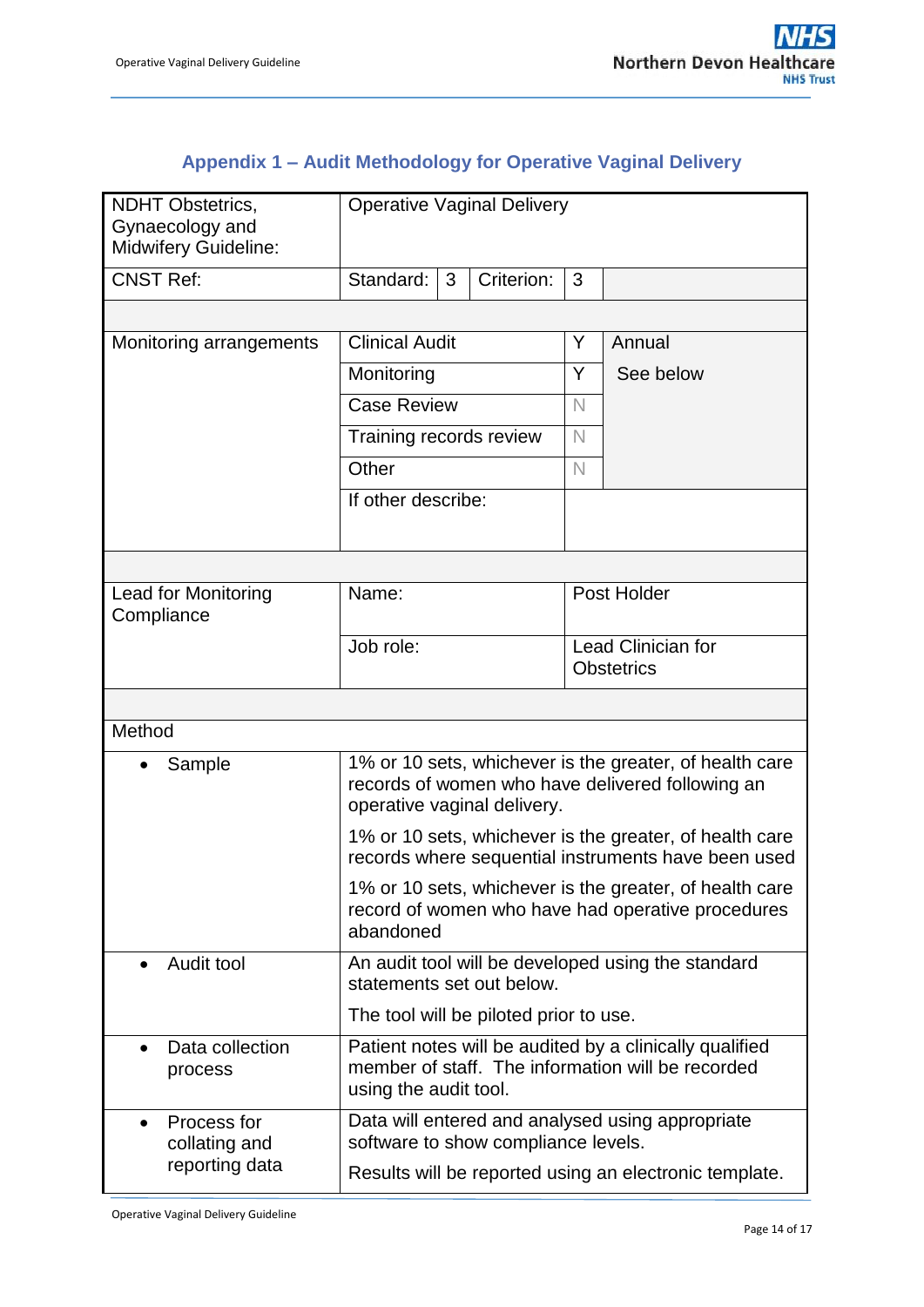## Appendix 1 – Audit Methodology for Operative Vaginal Delivery

| | | | | | |
|---|---|---|---|---|---|
| NDHT Obstetrics, Gynaecology and Midwifery Guideline: | Operative Vaginal Delivery | | | | |
| CNST Ref: | Standard: | 3 | Criterion: | 3 | |
| | | | | | |
| Monitoring arrangements | Clinical Audit | | | Y | Annual |
| | Monitoring | | | Y | See below |
| | Case Review | | | N | |
| | Training records review | | | N | |
| | Other | | | N | |
| | If other describe: | | | | |
| | | | | | |
| Lead for Monitoring Compliance | Name: | | | Post Holder | |
| | Job role: | | | Lead Clinician for Obstetrics | |
| | | | | | |
| Method | | | | | |
| • Sample | 1% or 10 sets, whichever is the greater, of health care records of women who have delivered following an operative vaginal delivery.<br><br>1% or 10 sets, whichever is the greater, of health care records where sequential instruments have been used<br><br>1% or 10 sets, whichever is the greater, of health care record of women who have had operative procedures abandoned | | | | |
| • Audit tool | An audit tool will be developed using the standard statements set out below.<br><br>The tool will be piloted prior to use. | | | | |
| • Data collection process | Patient notes will be audited by a clinically qualified member of staff. The information will be recorded using the audit tool. | | | | |
| • Process for collating and reporting data | Data will entered and analysed using appropriate software to show compliance levels.<br><br>Results will be reported using an electronic template. | | | | |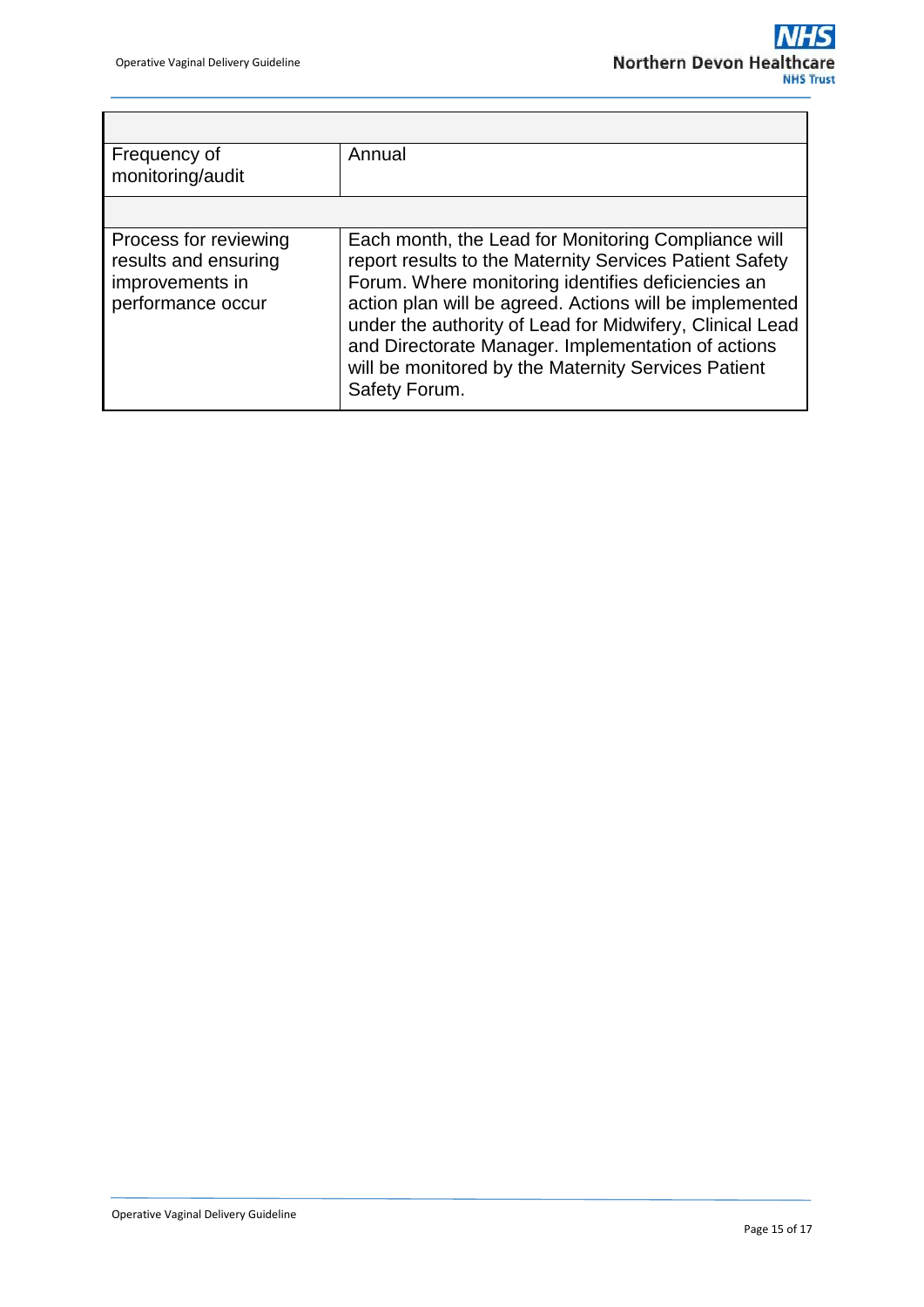| | |
|---|---|
| Frequency of monitoring/audit | Annual |
| | |
| Process for reviewing results and ensuring improvements in performance occur | Each month, the Lead for Monitoring Compliance will report results to the Maternity Services Patient Safety Forum. Where monitoring identifies deficiencies an action plan will be agreed. Actions will be implemented under the authority of Lead for Midwifery, Clinical Lead and Directorate Manager. Implementation of actions will be monitored by the Maternity Services Patient Safety Forum. |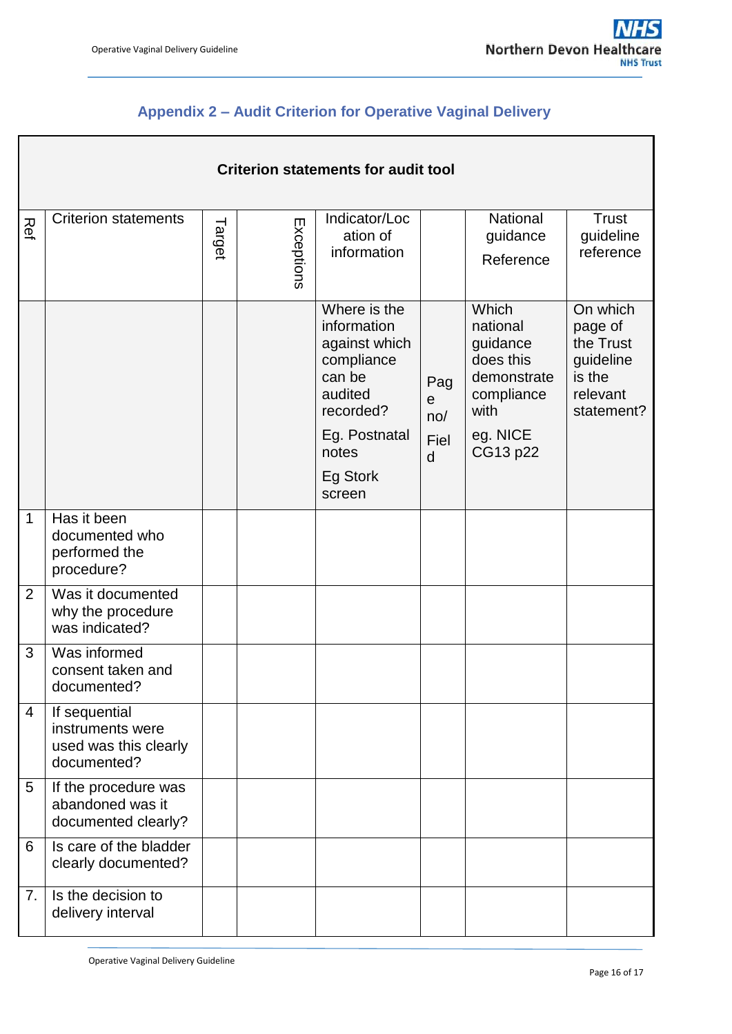## Appendix 2 – Audit Criterion for Operative Vaginal Delivery

| Criterion statements for audit tool | | | | | | | |
|---|---|---|---|---|---|---|---|
| Ref | Criterion statements | Target | Exceptions | Indicator/Location of information | | National guidance Reference | Trust guideline reference |
| | | | | Where is the information against which compliance can be audited recorded? Eg. Postnatal notes Eg Stork screen | Page no/ Field | Which national guidance does this demonstrate compliance with eg. NICE CG13 p22 | On which page of the Trust guideline is the relevant statement? |
| 1 | Has it been documented who performed the procedure? | | | | | | |
| 2 | Was it documented why the procedure was indicated? | | | | | | |
| 3 | Was informed consent taken and documented? | | | | | | |
| 4 | If sequential instruments were used was this clearly documented? | | | | | | |
| 5 | If the procedure was abandoned was it documented clearly? | | | | | | |
| 6 | Is care of the bladder clearly documented? | | | | | | |
| 7. | Is the decision to delivery interval | | | | | | |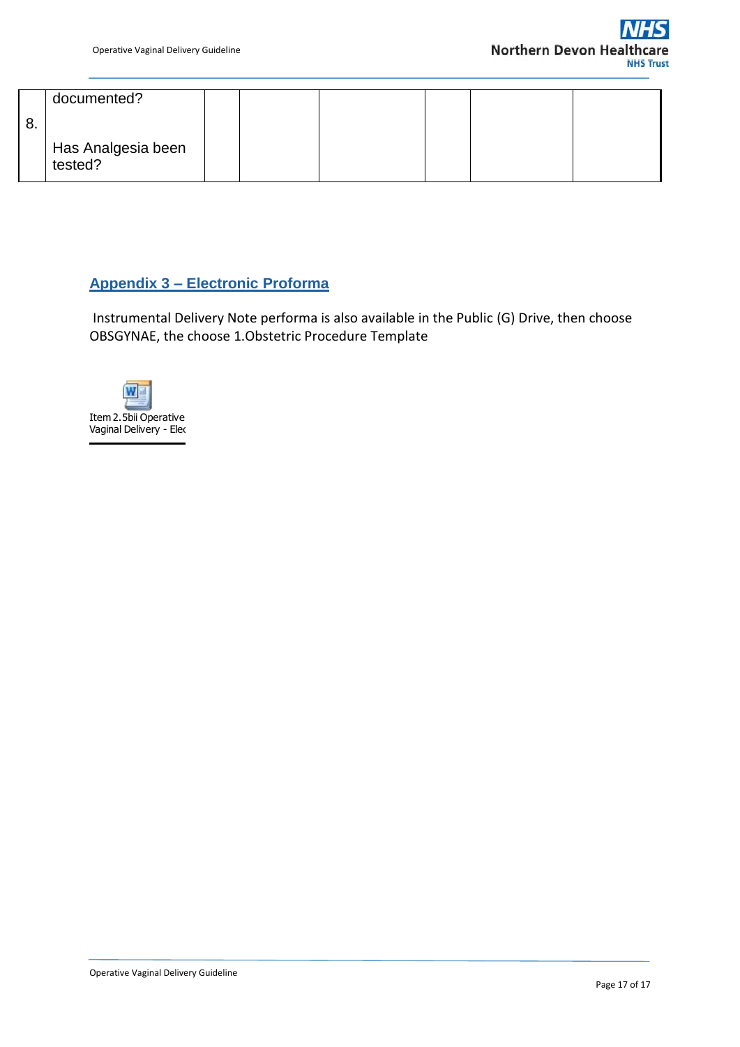| | | | | | | | |
|---|---|---|---|---|---|---|---|
| 8. | documented?<br><br>Has Analgesia been tested? | | | | | | |

## Appendix 3 – Electronic Proforma

Instrumental Delivery Note performa is also available in the Public (G) Drive, then choose OBSGYNAE, the choose 1.Obstetric Procedure Template

Item 2.5bii Operative Vaginal Delivery - Elec